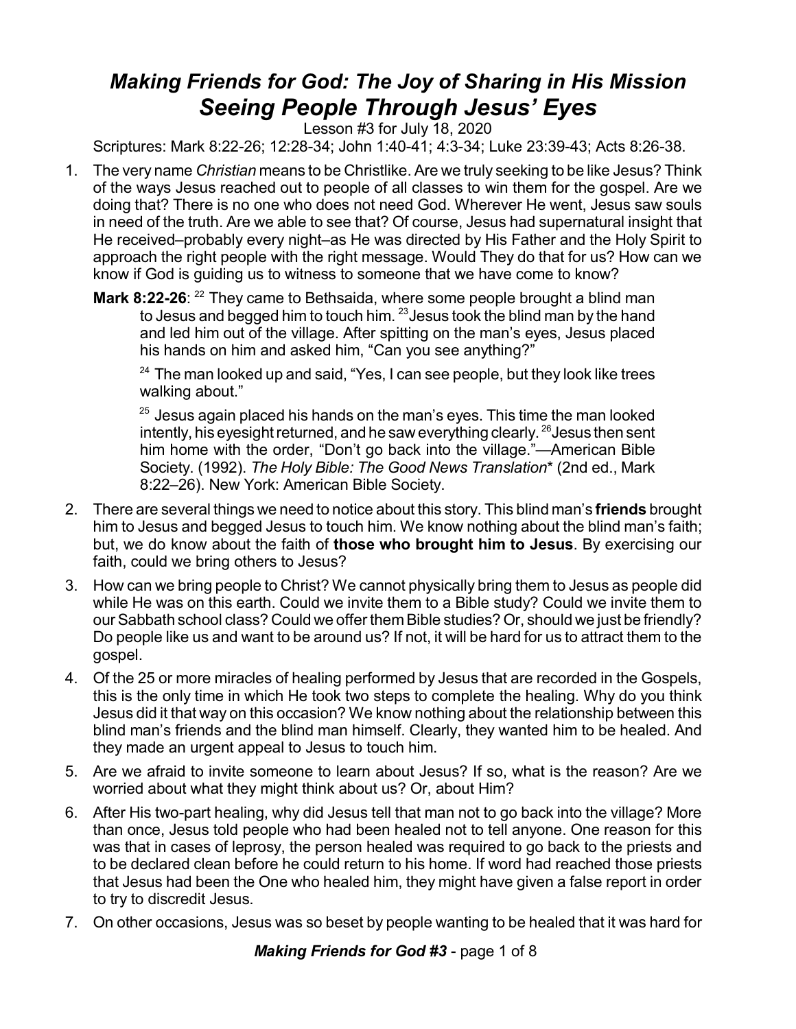# *Making Friends for God: The Joy of Sharing in His Mission*
# *Seeing People Through Jesus' Eyes*

Lesson #3 for July 18, 2020

Scriptures: Mark 8:22-26; 12:28-34; John 1:40-41; 4:3-34; Luke 23:39-43; Acts 8:26-38.

1. The very name *Christian* means to be Christlike. Are we truly seeking to be like Jesus? Think of the ways Jesus reached out to people of all classes to win them for the gospel. Are we doing that? There is no one who does not need God. Wherever He went, Jesus saw souls in need of the truth. Are we able to see that? Of course, Jesus had supernatural insight that He received–probably every night–as He was directed by His Father and the Holy Spirit to approach the right people with the right message. Would They do that for us? How can we know if God is guiding us to witness to someone that we have come to know?

   **Mark 8:22-26**: [22] They came to Bethsaida, where some people brought a blind man to Jesus and begged him to touch him. [23] Jesus took the blind man by the hand and led him out of the village. After spitting on the man's eyes, Jesus placed his hands on him and asked him, "Can you see anything?"

   [24] The man looked up and said, "Yes, I can see people, but they look like trees walking about."

   [25] Jesus again placed his hands on the man's eyes. This time the man looked intently, his eyesight returned, and he saw everything clearly. [26] Jesus then sent him home with the order, "Don't go back into the village."—American Bible Society. (1992). *The Holy Bible: The Good News Translation*\* (2nd ed., Mark 8:22–26). New York: American Bible Society.

2. There are several things we need to notice about this story. This blind man's **friends** brought him to Jesus and begged Jesus to touch him. We know nothing about the blind man's faith; but, we do know about the faith of **those who brought him to Jesus**. By exercising our faith, could we bring others to Jesus?

3. How can we bring people to Christ? We cannot physically bring them to Jesus as people did while He was on this earth. Could we invite them to a Bible study? Could we invite them to our Sabbath school class? Could we offer them Bible studies? Or, should we just be friendly? Do people like us and want to be around us? If not, it will be hard for us to attract them to the gospel.

4. Of the 25 or more miracles of healing performed by Jesus that are recorded in the Gospels, this is the only time in which He took two steps to complete the healing. Why do you think Jesus did it that way on this occasion? We know nothing about the relationship between this blind man's friends and the blind man himself. Clearly, they wanted him to be healed. And they made an urgent appeal to Jesus to touch him.

5. Are we afraid to invite someone to learn about Jesus? If so, what is the reason? Are we worried about what they might think about us? Or, about Him?

6. After His two-part healing, why did Jesus tell that man not to go back into the village? More than once, Jesus told people who had been healed not to tell anyone. One reason for this was that in cases of leprosy, the person healed was required to go back to the priests and to be declared clean before he could return to his home. If word had reached those priests that Jesus had been the One who healed him, they might have given a false report in order to try to discredit Jesus.

7. On other occasions, Jesus was so beset by people wanting to be healed that it was hard for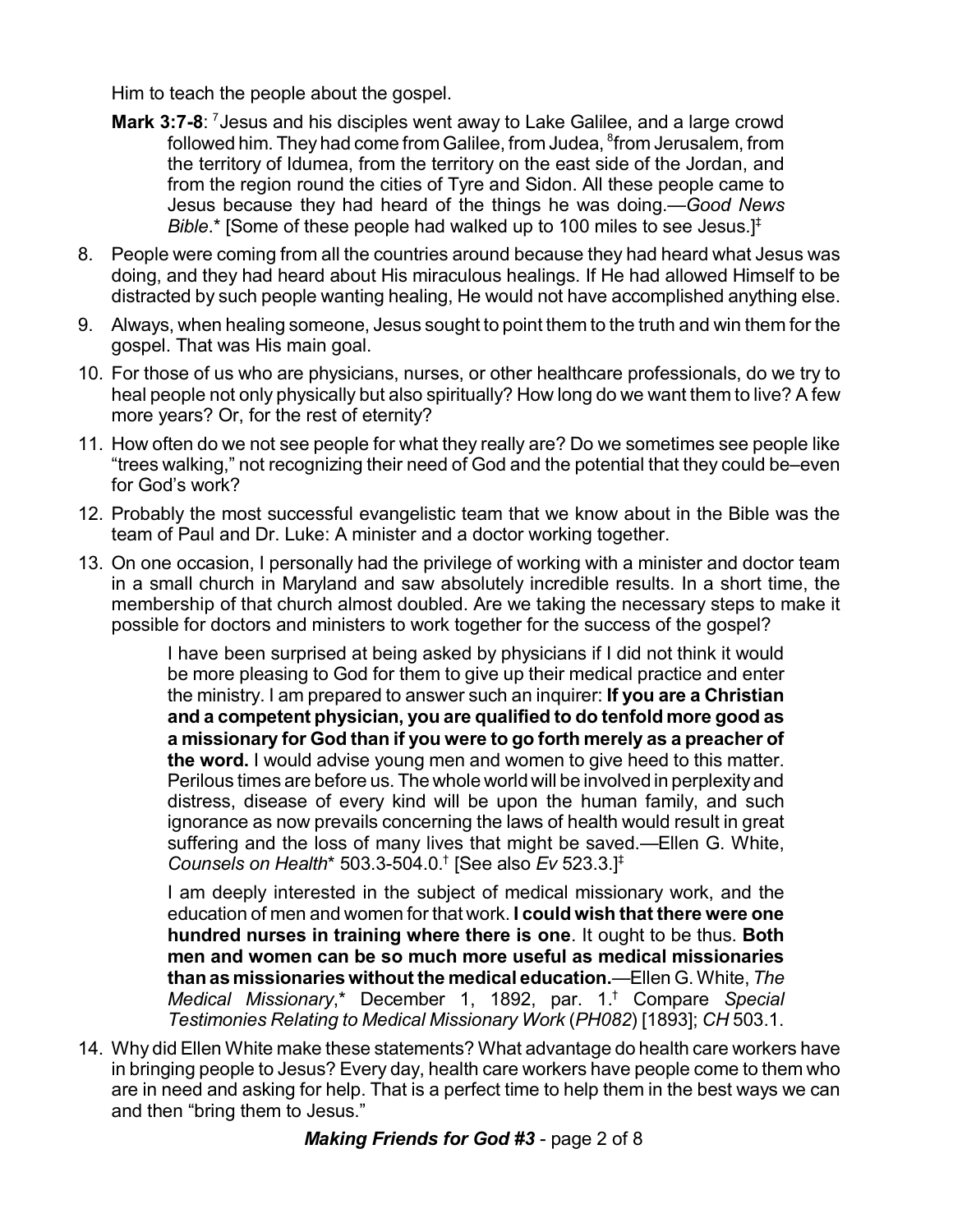Him to teach the people about the gospel.

**Mark 3:7-8**: [7]Jesus and his disciples went away to Lake Galilee, and a large crowd followed him. They had come from Galilee, from Judea, [8]from Jerusalem, from the territory of Idumea, from the territory on the east side of the Jordan, and from the region round the cities of Tyre and Sidon. All these people came to Jesus because they had heard of the things he was doing.—*Good News Bible*.* [Some of these people had walked up to 100 miles to see Jesus.]‡

8. People were coming from all the countries around because they had heard what Jesus was doing, and they had heard about His miraculous healings. If He had allowed Himself to be distracted by such people wanting healing, He would not have accomplished anything else.
9. Always, when healing someone, Jesus sought to point them to the truth and win them for the gospel. That was His main goal.
10. For those of us who are physicians, nurses, or other healthcare professionals, do we try to heal people not only physically but also spiritually? How long do we want them to live? A few more years? Or, for the rest of eternity?
11. How often do we not see people for what they really are? Do we sometimes see people like "trees walking," not recognizing their need of God and the potential that they could be–even for God's work?
12. Probably the most successful evangelistic team that we know about in the Bible was the team of Paul and Dr. Luke: A minister and a doctor working together.
13. On one occasion, I personally had the privilege of working with a minister and doctor team in a small church in Maryland and saw absolutely incredible results. In a short time, the membership of that church almost doubled. Are we taking the necessary steps to make it possible for doctors and ministers to work together for the success of the gospel?

> I have been surprised at being asked by physicians if I did not think it would be more pleasing to God for them to give up their medical practice and enter the ministry. I am prepared to answer such an inquirer: **If you are a Christian and a competent physician, you are qualified to do tenfold more good as a missionary for God than if you were to go forth merely as a preacher of the word.** I would advise young men and women to give heed to this matter. Perilous times are before us. The whole world will be involved in perplexity and distress, disease of every kind will be upon the human family, and such ignorance as now prevails concerning the laws of health would result in great suffering and the loss of many lives that might be saved.—Ellen G. White, *Counsels on Health** 503.3-504.0.† [See also *Ev* 523.3.]‡

> I am deeply interested in the subject of medical missionary work, and the education of men and women for that work. **I could wish that there were one hundred nurses in training where there is one**. It ought to be thus. **Both men and women can be so much more useful as medical missionaries than as missionaries without the medical education.**—Ellen G. White, *The Medical Missionary*,* December 1, 1892, par. 1.† Compare *Special Testimonies Relating to Medical Missionary Work* (*PH082*) [1893]; *CH* 503.1.

14. Why did Ellen White make these statements? What advantage do health care workers have in bringing people to Jesus? Every day, health care workers have people come to them who are in need and asking for help. That is a perfect time to help them in the best ways we can and then "bring them to Jesus."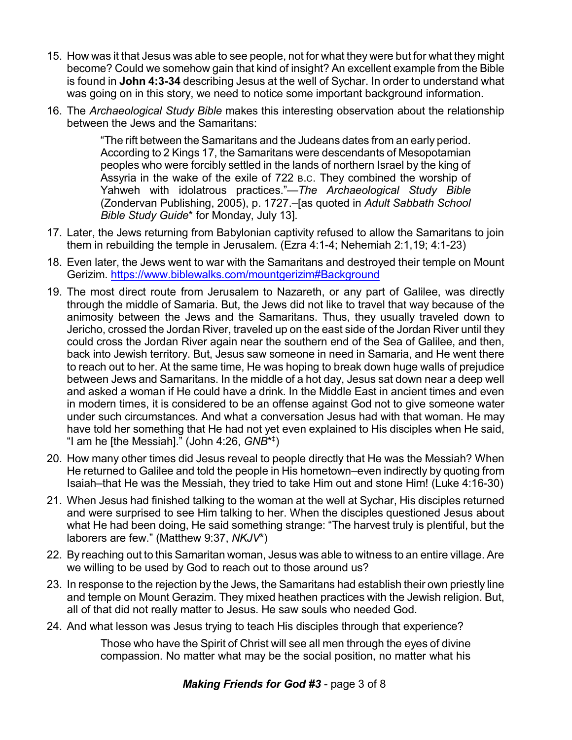15. How was it that Jesus was able to see people, not for what they were but for what they might become? Could we somehow gain that kind of insight? An excellent example from the Bible is found in **John 4:3-34** describing Jesus at the well of Sychar. In order to understand what was going on in this story, we need to notice some important background information.

16. The *Archaeological Study Bible* makes this interesting observation about the relationship between the Jews and the Samaritans:

    > "The rift between the Samaritans and the Judeans dates from an early period. According to 2 Kings 17, the Samaritans were descendants of Mesopotamian peoples who were forcibly settled in the lands of northern Israel by the king of Assyria in the wake of the exile of 722 B.C. They combined the worship of Yahweh with idolatrous practices."—*The Archaeological Study Bible* (Zondervan Publishing, 2005), p. 1727.–[as quoted in *Adult Sabbath School Bible Study Guide*\* for Monday, July 13].

17. Later, the Jews returning from Babylonian captivity refused to allow the Samaritans to join them in rebuilding the temple in Jerusalem. (Ezra 4:1-4; Nehemiah 2:1,19; 4:1-23)

18. Even later, the Jews went to war with the Samaritans and destroyed their temple on Mount Gerizim. https://www.biblewalks.com/mountgerizim#Background

19. The most direct route from Jerusalem to Nazareth, or any part of Galilee, was directly through the middle of Samaria. But, the Jews did not like to travel that way because of the animosity between the Jews and the Samaritans. Thus, they usually traveled down to Jericho, crossed the Jordan River, traveled up on the east side of the Jordan River until they could cross the Jordan River again near the southern end of the Sea of Galilee, and then, back into Jewish territory. But, Jesus saw someone in need in Samaria, and He went there to reach out to her. At the same time, He was hoping to break down huge walls of prejudice between Jews and Samaritans. In the middle of a hot day, Jesus sat down near a deep well and asked a woman if He could have a drink. In the Middle East in ancient times and even in modern times, it is considered to be an offense against God not to give someone water under such circumstances. And what a conversation Jesus had with that woman. He may have told her something that He had not yet even explained to His disciples when He said, "I am he [the Messiah]." (John 4:26, *GNB*\*‡)

20. How many other times did Jesus reveal to people directly that He was the Messiah? When He returned to Galilee and told the people in His hometown–even indirectly by quoting from Isaiah–that He was the Messiah, they tried to take Him out and stone Him! (Luke 4:16-30)

21. When Jesus had finished talking to the woman at the well at Sychar, His disciples returned and were surprised to see Him talking to her. When the disciples questioned Jesus about what He had been doing, He said something strange: "The harvest truly is plentiful, but the laborers are few." (Matthew 9:37, *NKJV*\*)

22. By reaching out to this Samaritan woman, Jesus was able to witness to an entire village. Are we willing to be used by God to reach out to those around us?

23. In response to the rejection by the Jews, the Samaritans had establish their own priestly line and temple on Mount Gerazim. They mixed heathen practices with the Jewish religion. But, all of that did not really matter to Jesus. He saw souls who needed God.

24. And what lesson was Jesus trying to teach His disciples through that experience?

    > Those who have the Spirit of Christ will see all men through the eyes of divine compassion. No matter what may be the social position, no matter what his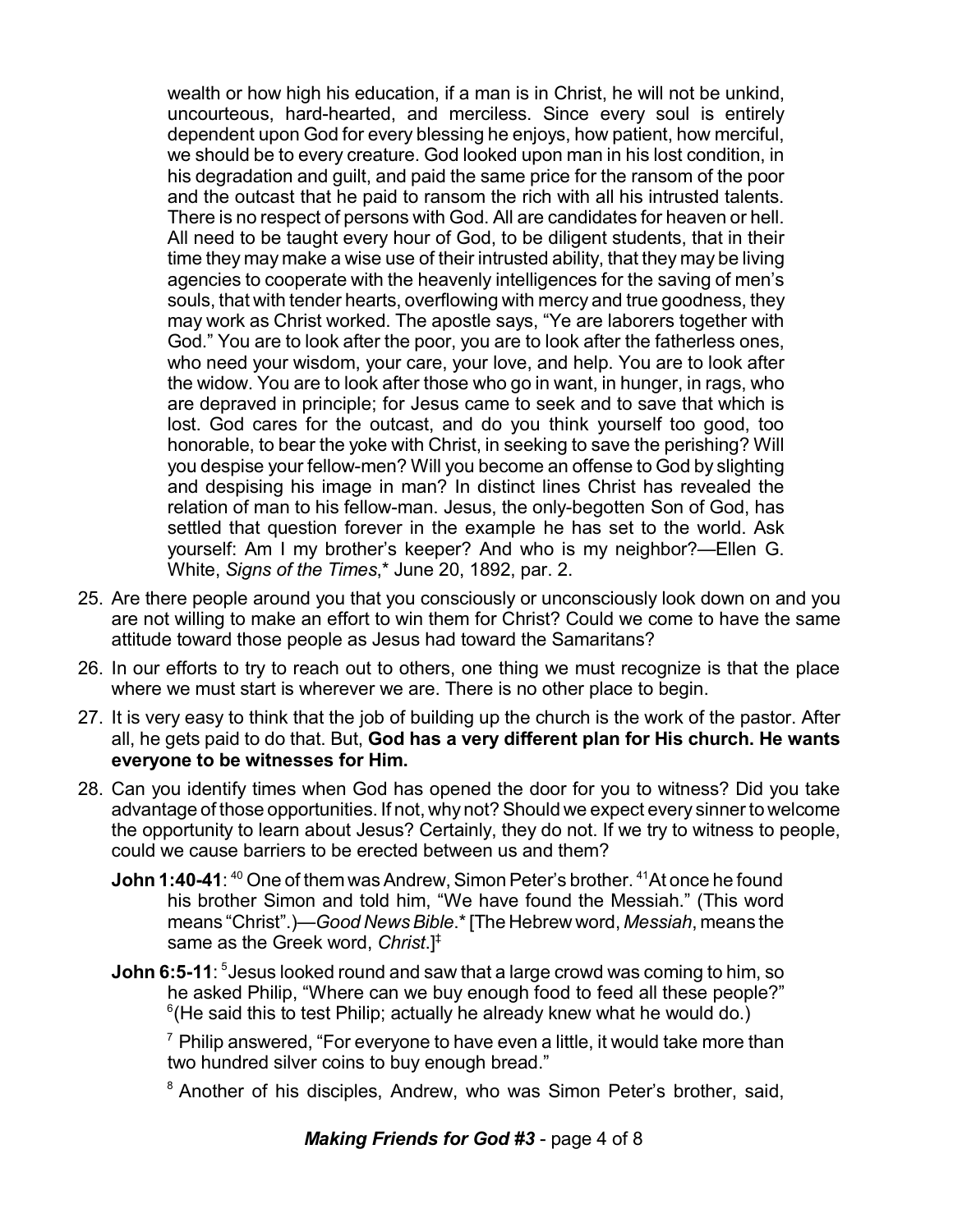wealth or how high his education, if a man is in Christ, he will not be unkind, uncourteous, hard-hearted, and merciless. Since every soul is entirely dependent upon God for every blessing he enjoys, how patient, how merciful, we should be to every creature. God looked upon man in his lost condition, in his degradation and guilt, and paid the same price for the ransom of the poor and the outcast that he paid to ransom the rich with all his intrusted talents. There is no respect of persons with God. All are candidates for heaven or hell. All need to be taught every hour of God, to be diligent students, that in their time they may make a wise use of their intrusted ability, that they may be living agencies to cooperate with the heavenly intelligences for the saving of men's souls, that with tender hearts, overflowing with mercy and true goodness, they may work as Christ worked. The apostle says, "Ye are laborers together with God." You are to look after the poor, you are to look after the fatherless ones, who need your wisdom, your care, your love, and help. You are to look after the widow. You are to look after those who go in want, in hunger, in rags, who are depraved in principle; for Jesus came to seek and to save that which is lost. God cares for the outcast, and do you think yourself too good, too honorable, to bear the yoke with Christ, in seeking to save the perishing? Will you despise your fellow-men? Will you become an offense to God by slighting and despising his image in man? In distinct lines Christ has revealed the relation of man to his fellow-man. Jesus, the only-begotten Son of God, has settled that question forever in the example he has set to the world. Ask yourself: Am I my brother's keeper? And who is my neighbor?—Ellen G. White, *Signs of the Times*,* June 20, 1892, par. 2.

25. Are there people around you that you consciously or unconsciously look down on and you are not willing to make an effort to win them for Christ? Could we come to have the same attitude toward those people as Jesus had toward the Samaritans?

26. In our efforts to try to reach out to others, one thing we must recognize is that the place where we must start is wherever we are. There is no other place to begin.

27. It is very easy to think that the job of building up the church is the work of the pastor. After all, he gets paid to do that. But, **God has a very different plan for His church. He wants everyone to be witnesses for Him.**

28. Can you identify times when God has opened the door for you to witness? Did you take advantage of those opportunities. If not, why not? Should we expect every sinner to welcome the opportunity to learn about Jesus? Certainly, they do not. If we try to witness to people, could we cause barriers to be erected between us and them?

    **John 1:40-41**: [40] One of them was Andrew, Simon Peter's brother. [41] At once he found his brother Simon and told him, "We have found the Messiah." (This word means "Christ".)—*Good News Bible*.* [The Hebrew word, *Messiah*, means the same as the Greek word, *Christ*.][‡]

    **John 6:5-11**: [5] Jesus looked round and saw that a large crowd was coming to him, so he asked Philip, "Where can we buy enough food to feed all these people?" [6] (He said this to test Philip; actually he already knew what he would do.)

    [7] Philip answered, "For everyone to have even a little, it would take more than two hundred silver coins to buy enough bread."

    [8] Another of his disciples, Andrew, who was Simon Peter's brother, said,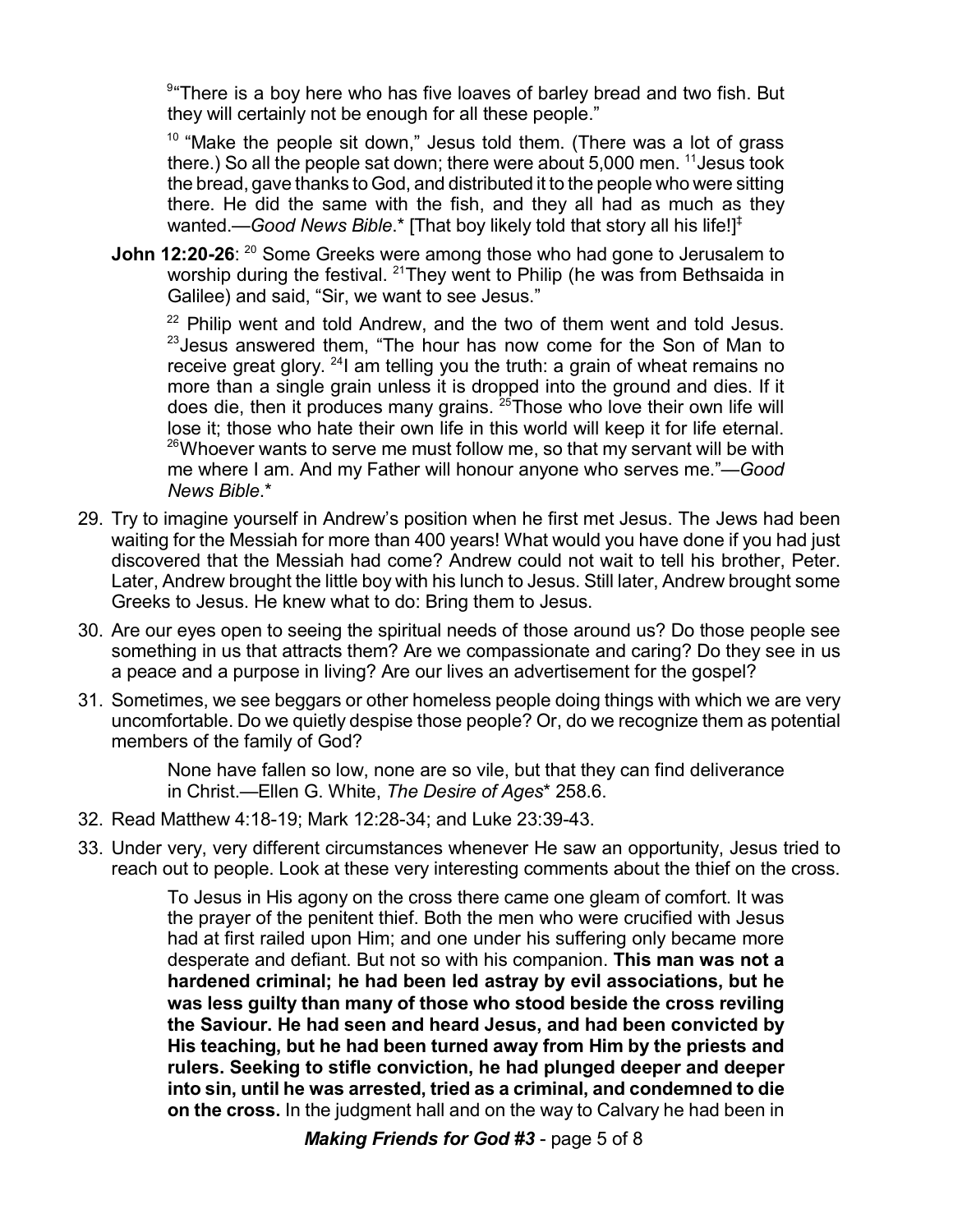[9]"There is a boy here who has five loaves of barley bread and two fish. But they will certainly not be enough for all these people."

[10] "Make the people sit down," Jesus told them. (There was a lot of grass there.) So all the people sat down; there were about 5,000 men. [11]Jesus took the bread, gave thanks to God, and distributed it to the people who were sitting there. He did the same with the fish, and they all had as much as they wanted.—*Good News Bible*.* [That boy likely told that story all his life!][‡]

**John 12:20-26**: [20] Some Greeks were among those who had gone to Jerusalem to worship during the festival. [21]They went to Philip (he was from Bethsaida in Galilee) and said, "Sir, we want to see Jesus."

[22] Philip went and told Andrew, and the two of them went and told Jesus. [23]Jesus answered them, "The hour has now come for the Son of Man to receive great glory. [24]I am telling you the truth: a grain of wheat remains no more than a single grain unless it is dropped into the ground and dies. If it does die, then it produces many grains. [25]Those who love their own life will lose it; those who hate their own life in this world will keep it for life eternal. [26]Whoever wants to serve me must follow me, so that my servant will be with me where I am. And my Father will honour anyone who serves me."—*Good News Bible*.*

29. Try to imagine yourself in Andrew's position when he first met Jesus. The Jews had been waiting for the Messiah for more than 400 years! What would you have done if you had just discovered that the Messiah had come? Andrew could not wait to tell his brother, Peter. Later, Andrew brought the little boy with his lunch to Jesus. Still later, Andrew brought some Greeks to Jesus. He knew what to do: Bring them to Jesus.

30. Are our eyes open to seeing the spiritual needs of those around us? Do those people see something in us that attracts them? Are we compassionate and caring? Do they see in us a peace and a purpose in living? Are our lives an advertisement for the gospel?

31. Sometimes, we see beggars or other homeless people doing things with which we are very uncomfortable. Do we quietly despise those people? Or, do we recognize them as potential members of the family of God?

    None have fallen so low, none are so vile, but that they can find deliverance in Christ.—Ellen G. White, *The Desire of Ages** 258.6.

32. Read Matthew 4:18-19; Mark 12:28-34; and Luke 23:39-43.

33. Under very, very different circumstances whenever He saw an opportunity, Jesus tried to reach out to people. Look at these very interesting comments about the thief on the cross.

    To Jesus in His agony on the cross there came one gleam of comfort. It was the prayer of the penitent thief. Both the men who were crucified with Jesus had at first railed upon Him; and one under his suffering only became more desperate and defiant. But not so with his companion. **This man was not a hardened criminal; he had been led astray by evil associations, but he was less guilty than many of those who stood beside the cross reviling the Saviour. He had seen and heard Jesus, and had been convicted by His teaching, but he had been turned away from Him by the priests and rulers. Seeking to stifle conviction, he had plunged deeper and deeper into sin, until he was arrested, tried as a criminal, and condemned to die on the cross.** In the judgment hall and on the way to Calvary he had been in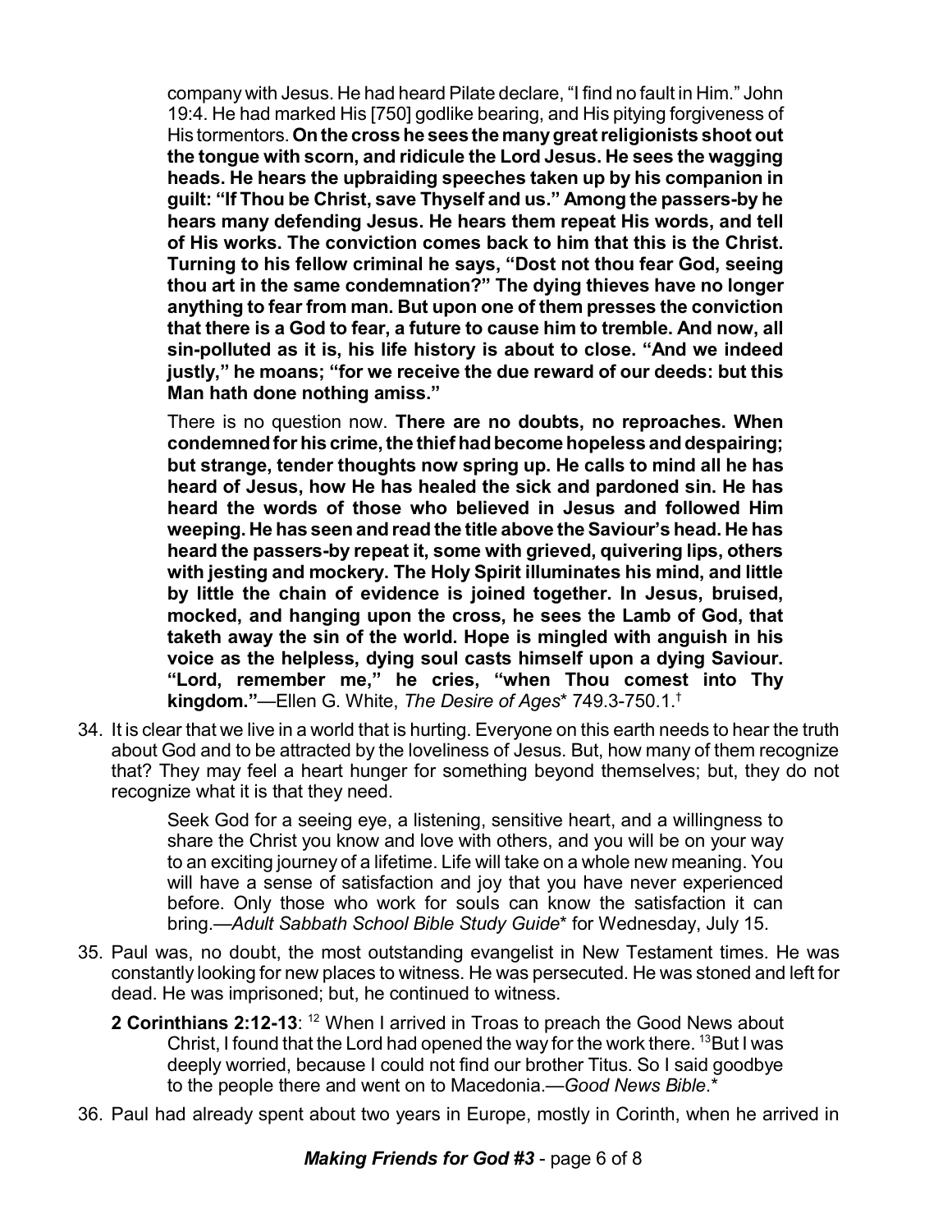company with Jesus. He had heard Pilate declare, "I find no fault in Him." John 19:4. He had marked His [750] godlike bearing, and His pitying forgiveness of His tormentors. **On the cross he sees the many great religionists shoot out the tongue with scorn, and ridicule the Lord Jesus. He sees the wagging heads. He hears the upbraiding speeches taken up by his companion in guilt: "If Thou be Christ, save Thyself and us." Among the passers-by he hears many defending Jesus. He hears them repeat His words, and tell of His works. The conviction comes back to him that this is the Christ. Turning to his fellow criminal he says, "Dost not thou fear God, seeing thou art in the same condemnation?" The dying thieves have no longer anything to fear from man. But upon one of them presses the conviction that there is a God to fear, a future to cause him to tremble. And now, all sin-polluted as it is, his life history is about to close. "And we indeed justly," he moans; "for we receive the due reward of our deeds: but this Man hath done nothing amiss."**

> There is no question now. **There are no doubts, no reproaches. When condemned for his crime, the thief had become hopeless and despairing; but strange, tender thoughts now spring up. He calls to mind all he has heard of Jesus, how He has healed the sick and pardoned sin. He has heard the words of those who believed in Jesus and followed Him weeping. He has seen and read the title above the Saviour's head. He has heard the passers-by repeat it, some with grieved, quivering lips, others with jesting and mockery. The Holy Spirit illuminates his mind, and little by little the chain of evidence is joined together. In Jesus, bruised, mocked, and hanging upon the cross, he sees the Lamb of God, that taketh away the sin of the world. Hope is mingled with anguish in his voice as the helpless, dying soul casts himself upon a dying Saviour. "Lord, remember me," he cries, "when Thou comest into Thy kingdom."**—Ellen G. White, *The Desire of Ages*\* 749.3-750.1.†

34. It is clear that we live in a world that is hurting. Everyone on this earth needs to hear the truth about God and to be attracted by the loveliness of Jesus. But, how many of them recognize that? They may feel a heart hunger for something beyond themselves; but, they do not recognize what it is that they need.

> Seek God for a seeing eye, a listening, sensitive heart, and a willingness to share the Christ you know and love with others, and you will be on your way to an exciting journey of a lifetime. Life will take on a whole new meaning. You will have a sense of satisfaction and joy that you have never experienced before. Only those who work for souls can know the satisfaction it can bring.—*Adult Sabbath School Bible Study Guide*\* for Wednesday, July 15.

35. Paul was, no doubt, the most outstanding evangelist in New Testament times. He was constantly looking for new places to witness. He was persecuted. He was stoned and left for dead. He was imprisoned; but, he continued to witness.

> **2 Corinthians 2:12-13**: [12] When I arrived in Troas to preach the Good News about Christ, I found that the Lord had opened the way for the work there. [13] But I was deeply worried, because I could not find our brother Titus. So I said goodbye to the people there and went on to Macedonia.—*Good News Bible*.\*

36. Paul had already spent about two years in Europe, mostly in Corinth, when he arrived in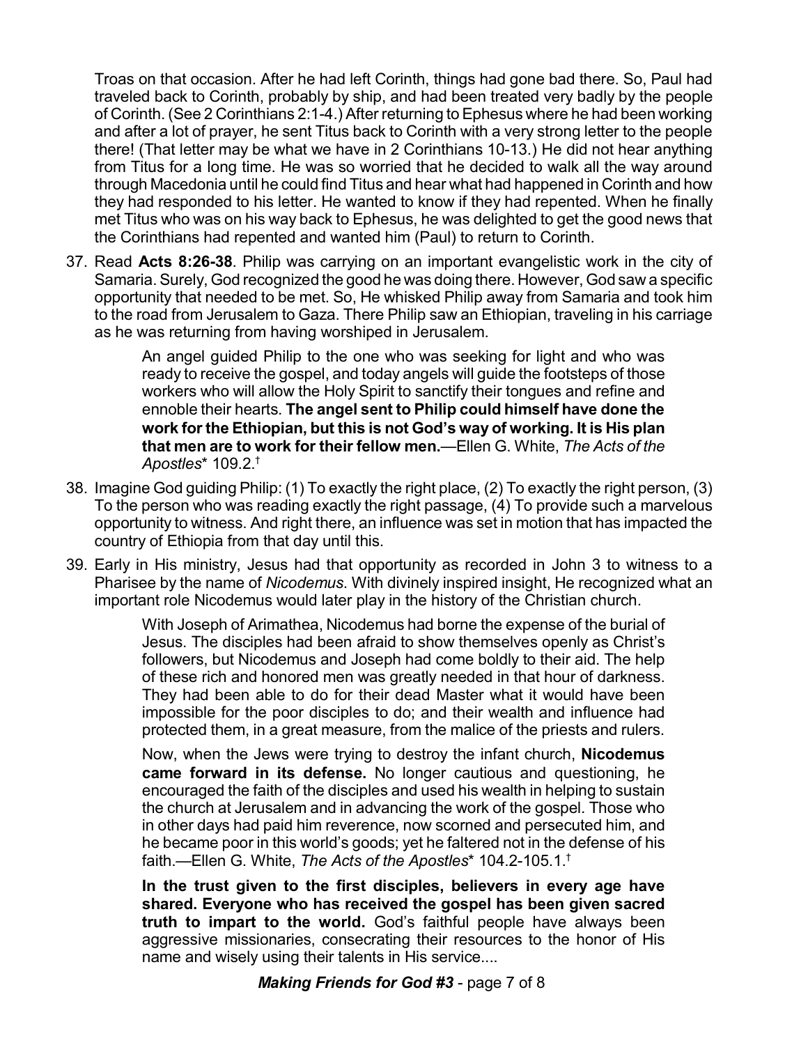Troas on that occasion. After he had left Corinth, things had gone bad there. So, Paul had traveled back to Corinth, probably by ship, and had been treated very badly by the people of Corinth. (See 2 Corinthians 2:1-4.) After returning to Ephesus where he had been working and after a lot of prayer, he sent Titus back to Corinth with a very strong letter to the people there! (That letter may be what we have in 2 Corinthians 10-13.) He did not hear anything from Titus for a long time. He was so worried that he decided to walk all the way around through Macedonia until he could find Titus and hear what had happened in Corinth and how they had responded to his letter. He wanted to know if they had repented. When he finally met Titus who was on his way back to Ephesus, he was delighted to get the good news that the Corinthians had repented and wanted him (Paul) to return to Corinth.

37. Read **Acts 8:26-38**. Philip was carrying on an important evangelistic work in the city of Samaria. Surely, God recognized the good he was doing there. However, God saw a specific opportunity that needed to be met. So, He whisked Philip away from Samaria and took him to the road from Jerusalem to Gaza. There Philip saw an Ethiopian, traveling in his carriage as he was returning from having worshiped in Jerusalem.

    > An angel guided Philip to the one who was seeking for light and who was ready to receive the gospel, and today angels will guide the footsteps of those workers who will allow the Holy Spirit to sanctify their tongues and refine and ennoble their hearts. **The angel sent to Philip could himself have done the work for the Ethiopian, but this is not God's way of working. It is His plan that men are to work for their fellow men.**—Ellen G. White, *The Acts of the Apostles*\* 109.2.†

38. Imagine God guiding Philip: (1) To exactly the right place, (2) To exactly the right person, (3) To the person who was reading exactly the right passage, (4) To provide such a marvelous opportunity to witness. And right there, an influence was set in motion that has impacted the country of Ethiopia from that day until this.

39. Early in His ministry, Jesus had that opportunity as recorded in John 3 to witness to a Pharisee by the name of *Nicodemus*. With divinely inspired insight, He recognized what an important role Nicodemus would later play in the history of the Christian church.

    > With Joseph of Arimathea, Nicodemus had borne the expense of the burial of Jesus. The disciples had been afraid to show themselves openly as Christ's followers, but Nicodemus and Joseph had come boldly to their aid. The help of these rich and honored men was greatly needed in that hour of darkness. They had been able to do for their dead Master what it would have been impossible for the poor disciples to do; and their wealth and influence had protected them, in a great measure, from the malice of the priests and rulers.
    >
    > Now, when the Jews were trying to destroy the infant church, **Nicodemus came forward in its defense.** No longer cautious and questioning, he encouraged the faith of the disciples and used his wealth in helping to sustain the church at Jerusalem and in advancing the work of the gospel. Those who in other days had paid him reverence, now scorned and persecuted him, and he became poor in this world's goods; yet he faltered not in the defense of his faith.—Ellen G. White, *The Acts of the Apostles*\* 104.2-105.1.†
    >
    > **In the trust given to the first disciples, believers in every age have shared. Everyone who has received the gospel has been given sacred truth to impart to the world.** God's faithful people have always been aggressive missionaries, consecrating their resources to the honor of His name and wisely using their talents in His service....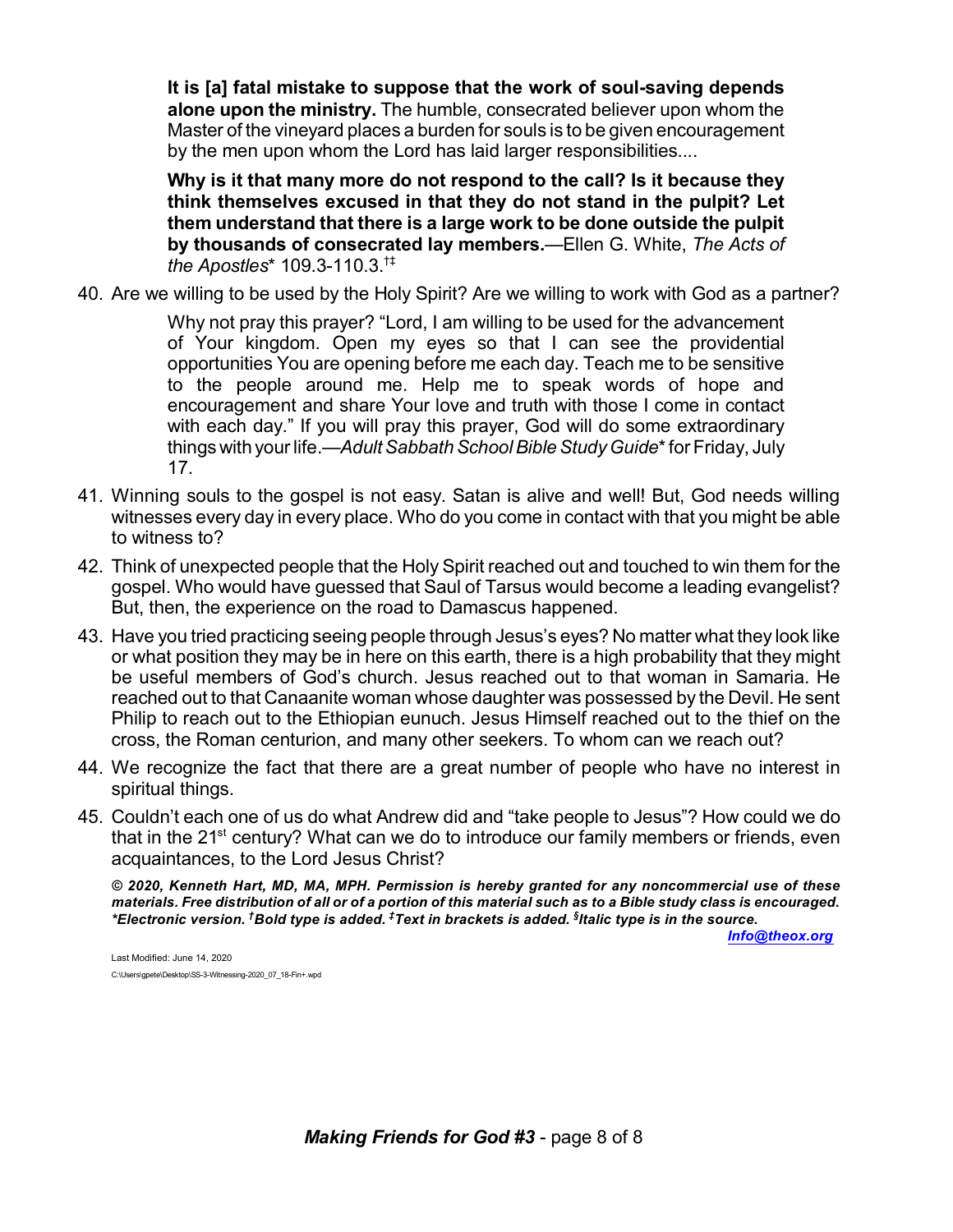> **It is [a] fatal mistake to suppose that the work of soul-saving depends alone upon the ministry.** The humble, consecrated believer upon whom the Master of the vineyard places a burden for souls is to be given encouragement by the men upon whom the Lord has laid larger responsibilities....
>
> **Why is it that many more do not respond to the call? Is it because they think themselves excused in that they do not stand in the pulpit? Let them understand that there is a large work to be done outside the pulpit by thousands of consecrated lay members.**—Ellen G. White, *The Acts of the Apostles*\* 109.3-110.3.†‡

40. Are we willing to be used by the Holy Spirit? Are we willing to work with God as a partner?

> Why not pray this prayer? "Lord, I am willing to be used for the advancement of Your kingdom. Open my eyes so that I can see the providential opportunities You are opening before me each day. Teach me to be sensitive to the people around me. Help me to speak words of hope and encouragement and share Your love and truth with those I come in contact with each day." If you will pray this prayer, God will do some extraordinary things with your life.—*Adult Sabbath School Bible Study Guide*\* for Friday, July 17.

41. Winning souls to the gospel is not easy. Satan is alive and well! But, God needs willing witnesses every day in every place. Who do you come in contact with that you might be able to witness to?
42. Think of unexpected people that the Holy Spirit reached out and touched to win them for the gospel. Who would have guessed that Saul of Tarsus would become a leading evangelist? But, then, the experience on the road to Damascus happened.
43. Have you tried practicing seeing people through Jesus's eyes? No matter what they look like or what position they may be in here on this earth, there is a high probability that they might be useful members of God's church. Jesus reached out to that woman in Samaria. He reached out to that Canaanite woman whose daughter was possessed by the Devil. He sent Philip to reach out to the Ethiopian eunuch. Jesus Himself reached out to the thief on the cross, the Roman centurion, and many other seekers. To whom can we reach out?
44. We recognize the fact that there are a great number of people who have no interest in spiritual things.
45. Couldn't each one of us do what Andrew did and "take people to Jesus"? How could we do that in the 21st century? What can we do to introduce our family members or friends, even acquaintances, to the Lord Jesus Christ?

***© 2020, Kenneth Hart, MD, MA, MPH. Permission is hereby granted for any noncommercial use of these materials. Free distribution of all or of a portion of this material such as to a Bible study class is encouraged. \*Electronic version. †Bold type is added. ‡Text in brackets is added. §Italic type is in the source.***

*Info@theox.org*

Last Modified: June 14, 2020

C:\Users\gpete\Desktop\SS-3-Witnessing-2020_07_18-Fin+.wpd